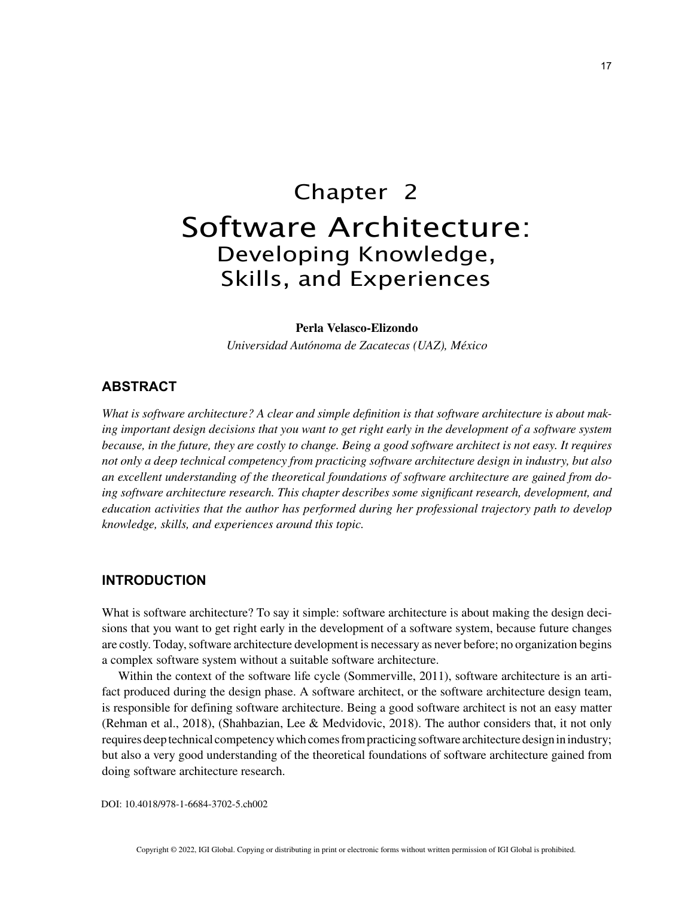# Chapter 2
# Software Architecture:
## Developing Knowledge, Skills, and Experiences

**Perla Velasco-Elizondo**

*Universidad Autónoma de Zacatecas (UAZ), México*

## ABSTRACT

*What is software architecture? A clear and simple definition is that software architecture is about making important design decisions that you want to get right early in the development of a software system because, in the future, they are costly to change. Being a good software architect is not easy. It requires not only a deep technical competency from practicing software architecture design in industry, but also an excellent understanding of the theoretical foundations of software architecture are gained from doing software architecture research. This chapter describes some significant research, development, and education activities that the author has performed during her professional trajectory path to develop knowledge, skills, and experiences around this topic.*

## INTRODUCTION

What is software architecture? To say it simple: software architecture is about making the design decisions that you want to get right early in the development of a software system, because future changes are costly. Today, software architecture development is necessary as never before; no organization begins a complex software system without a suitable software architecture.

Within the context of the software life cycle (Sommerville, 2011), software architecture is an artifact produced during the design phase. A software architect, or the software architecture design team, is responsible for defining software architecture. Being a good software architect is not an easy matter (Rehman et al., 2018), (Shahbazian, Lee & Medvidovic, 2018). The author considers that, it not only requires deep technical competency which comes from practicing software architecture design in industry; but also a very good understanding of the theoretical foundations of software architecture gained from doing software architecture research.

DOI: 10.4018/978-1-6684-3702-5.ch002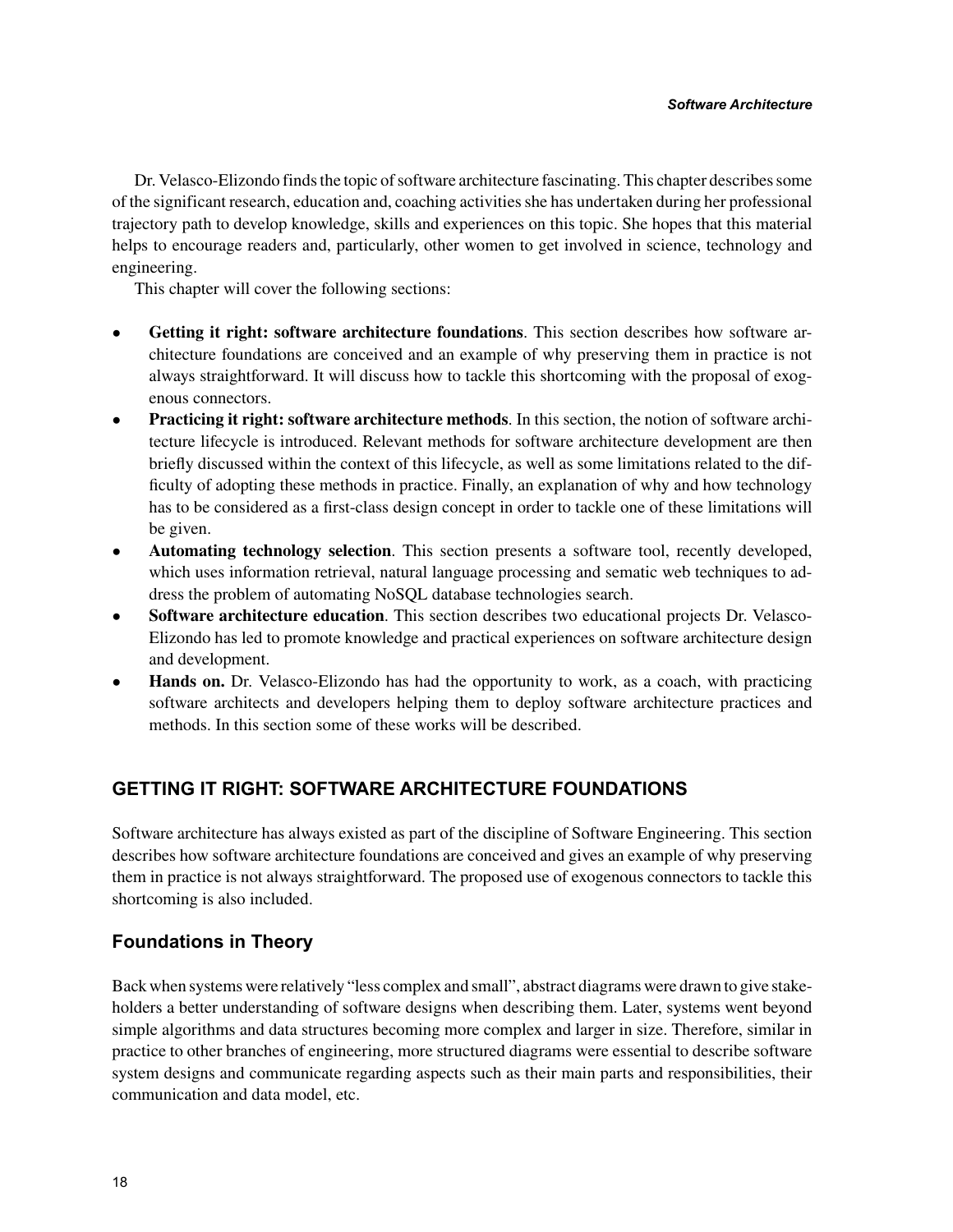Dr. Velasco-Elizondo finds the topic of software architecture fascinating. This chapter describes some of the significant research, education and, coaching activities she has undertaken during her professional trajectory path to develop knowledge, skills and experiences on this topic. She hopes that this material helps to encourage readers and, particularly, other women to get involved in science, technology and engineering.

This chapter will cover the following sections:

- **Getting it right: software architecture foundations**. This section describes how software architecture foundations are conceived and an example of why preserving them in practice is not always straightforward. It will discuss how to tackle this shortcoming with the proposal of exogenous connectors.
- **Practicing it right: software architecture methods**. In this section, the notion of software architecture lifecycle is introduced. Relevant methods for software architecture development are then briefly discussed within the context of this lifecycle, as well as some limitations related to the difficulty of adopting these methods in practice. Finally, an explanation of why and how technology has to be considered as a first-class design concept in order to tackle one of these limitations will be given.
- **Automating technology selection**. This section presents a software tool, recently developed, which uses information retrieval, natural language processing and sematic web techniques to address the problem of automating NoSQL database technologies search.
- **Software architecture education**. This section describes two educational projects Dr. Velasco-Elizondo has led to promote knowledge and practical experiences on software architecture design and development.
- **Hands on.** Dr. Velasco-Elizondo has had the opportunity to work, as a coach, with practicing software architects and developers helping them to deploy software architecture practices and methods. In this section some of these works will be described.

## GETTING IT RIGHT: SOFTWARE ARCHITECTURE FOUNDATIONS

Software architecture has always existed as part of the discipline of Software Engineering. This section describes how software architecture foundations are conceived and gives an example of why preserving them in practice is not always straightforward. The proposed use of exogenous connectors to tackle this shortcoming is also included.

### Foundations in Theory

Back when systems were relatively "less complex and small", abstract diagrams were drawn to give stakeholders a better understanding of software designs when describing them. Later, systems went beyond simple algorithms and data structures becoming more complex and larger in size. Therefore, similar in practice to other branches of engineering, more structured diagrams were essential to describe software system designs and communicate regarding aspects such as their main parts and responsibilities, their communication and data model, etc.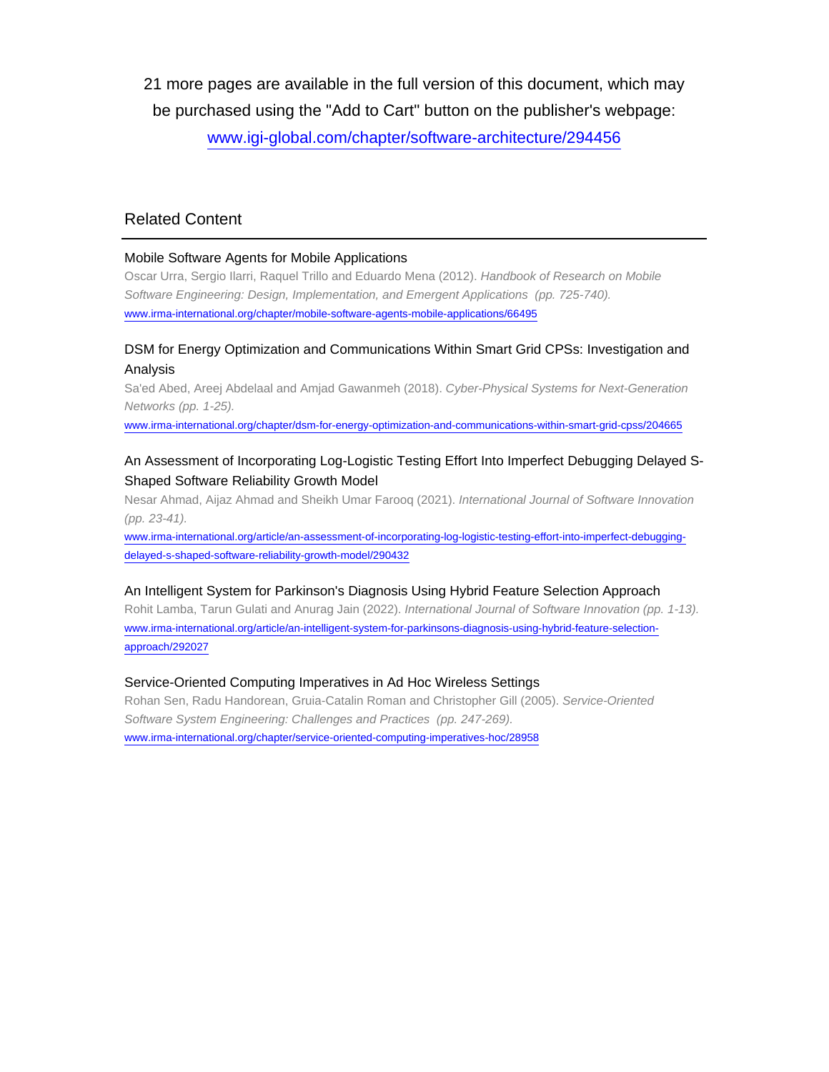21 more pages are available in the full version of this document, which may be purchased using the "Add to Cart" button on the publisher's webpage: www.igi-global.com/chapter/software-architecture/294456

## Related Content

**Mobile Software Agents for Mobile Applications**
Oscar Urra, Sergio Ilarri, Raquel Trillo and Eduardo Mena (2012). *Handbook of Research on Mobile Software Engineering: Design, Implementation, and Emergent Applications (pp. 725-740).*
www.irma-international.org/chapter/mobile-software-agents-mobile-applications/66495

**DSM for Energy Optimization and Communications Within Smart Grid CPSs: Investigation and Analysis**
Sa'ed Abed, Areej Abdelaal and Amjad Gawanmeh (2018). *Cyber-Physical Systems for Next-Generation Networks (pp. 1-25).*
www.irma-international.org/chapter/dsm-for-energy-optimization-and-communications-within-smart-grid-cpss/204665

**An Assessment of Incorporating Log-Logistic Testing Effort Into Imperfect Debugging Delayed S-Shaped Software Reliability Growth Model**
Nesar Ahmad, Aijaz Ahmad and Sheikh Umar Farooq (2021). *International Journal of Software Innovation (pp. 23-41).*
www.irma-international.org/article/an-assessment-of-incorporating-log-logistic-testing-effort-into-imperfect-debugging-delayed-s-shaped-software-reliability-growth-model/290432

**An Intelligent System for Parkinson's Diagnosis Using Hybrid Feature Selection Approach**
Rohit Lamba, Tarun Gulati and Anurag Jain (2022). *International Journal of Software Innovation (pp. 1-13).*
www.irma-international.org/article/an-intelligent-system-for-parkinsons-diagnosis-using-hybrid-feature-selection-approach/292027

**Service-Oriented Computing Imperatives in Ad Hoc Wireless Settings**
Rohan Sen, Radu Handorean, Gruia-Catalin Roman and Christopher Gill (2005). *Service-Oriented Software System Engineering: Challenges and Practices (pp. 247-269).*
www.irma-international.org/chapter/service-oriented-computing-imperatives-hoc/28958